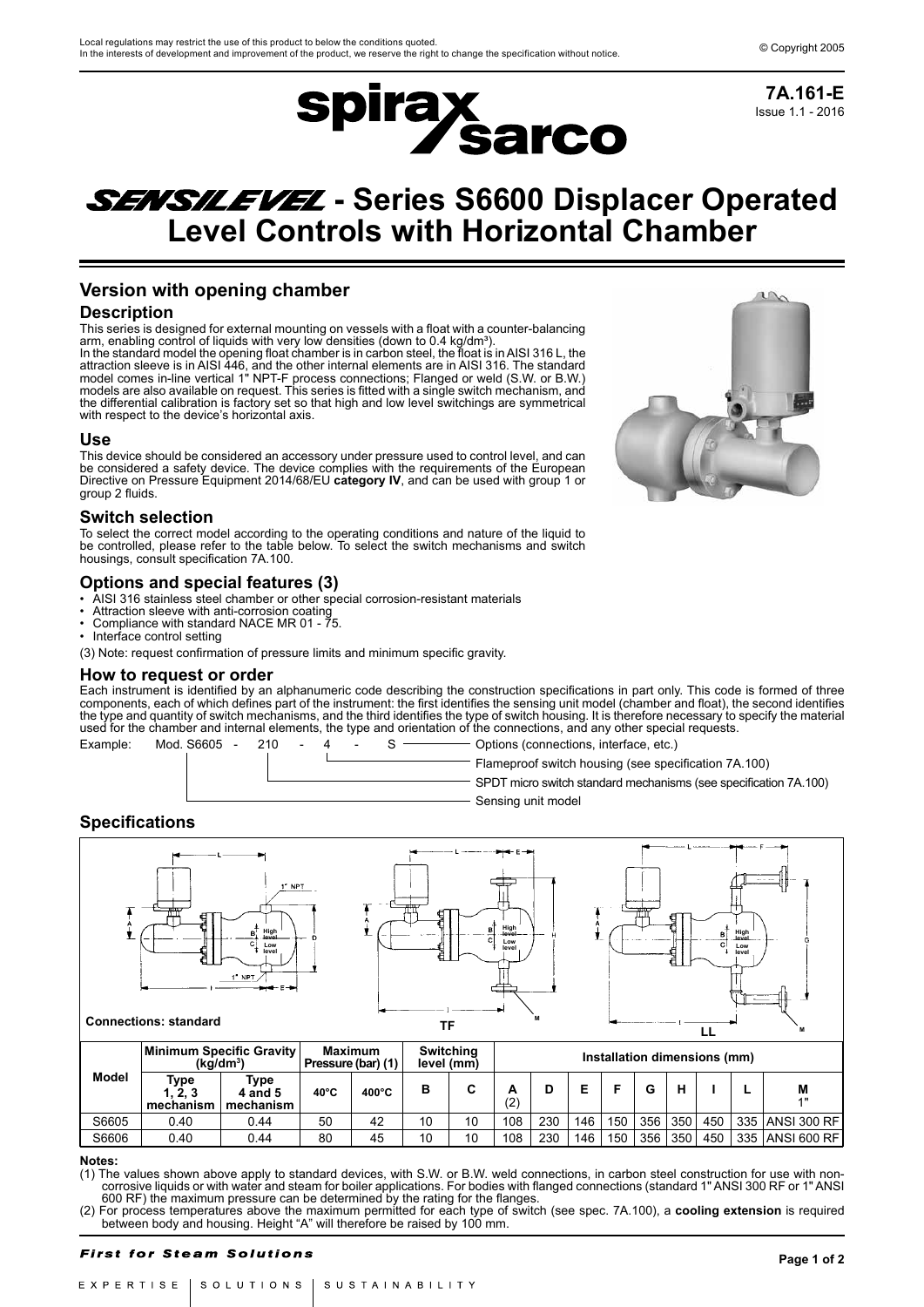Local regulations may restrict the use of this product to below the conditions quoted.
In the interests of development and improvement of the product, we reserve the right to change the specification without notice.

© Copyright 2005

**7A.161-E**
Issue 1.1 - 2016

# SENSILEVEL - Series S6600 Displacer Operated Level Controls with Horizontal Chamber

## Version with opening chamber

### Description

This series is designed for external mounting on vessels with a float with a counter-balancing arm, enabling control of liquids with very low densities (down to 0.4 kg/dm³).
In the standard model the opening float chamber is in carbon steel, the float is in AISI 316 L, the attraction sleeve is in AISI 446, and the other internal elements are in AISI 316. The standard model comes in-line vertical 1" NPT-F process connections; Flanged or weld (S.W. or B.W.) models are also available on request. This series is fitted with a single switch mechanism, and the differential calibration is factory set so that high and low level switchings are symmetrical with respect to the device's horizontal axis.

### Use

This device should be considered an accessory under pressure used to control level, and can be considered a safety device. The device complies with the requirements of the European Directive on Pressure Equipment 2014/68/EU **category IV**, and can be used with group 1 or group 2 fluids.

### Switch selection

To select the correct model according to the operating conditions and nature of the liquid to be controlled, please refer to the table below. To select the switch mechanisms and switch housings, consult specification 7A.100.

### Options and special features (3)

- AISI 316 stainless steel chamber or other special corrosion-resistant materials
- Attraction sleeve with anti-corrosion coating
- Compliance with standard NACE MR 01 - 75.
- Interface control setting

(3) Note: request confirmation of pressure limits and minimum specific gravity.

### How to request or order

Each instrument is identified by an alphanumeric code describing the construction specifications in part only. This code is formed of three components, each of which defines part of the instrument: the first identifies the sensing unit model (chamber and float), the second identifies the type and quantity of switch mechanisms, and the third identifies the type of switch housing. It is therefore necessary to specify the material used for the chamber and internal elements, the type and orientation of the connections, and any other special requests.

Example: Mod. S6605 - 210 - 4 - S

- S — Options (connections, interface, etc.)
- 4 — Flameproof switch housing (see specification 7A.100)
- 210 — SPDT micro switch standard mechanisms (see specification 7A.100)
- S6605 — Sensing unit model

## Specifications

Connections: standard — TF — LL

| Model | Minimum Specific Gravity (kg/dm³) | | Maximum Pressure (bar) (1) | | Switching level (mm) | | Installation dimensions (mm) | | | | | | | | |
|---|---|---|---|---|---|---|---|---|---|---|---|---|---|---|---|
| | Type 1, 2, 3 mechanism | Type 4 and 5 mechanism | 40°C | 400°C | B | C | A (2) | D | E | F | G | H | I | L | M 1" |
| S6605 | 0.40 | 0.44 | 50 | 42 | 10 | 10 | 108 | 230 | 146 | 150 | 356 | 350 | 450 | 335 | ANSI 300 RF |
| S6606 | 0.40 | 0.44 | 80 | 45 | 10 | 10 | 108 | 230 | 146 | 150 | 356 | 350 | 450 | 335 | ANSI 600 RF |

**Notes:**

(1) The values shown above apply to standard devices, with S.W. or B.W. weld connections, in carbon steel construction for use with non-corrosive liquids or with water and steam for boiler applications. For bodies with flanged connections (standard 1" ANSI 300 RF or 1" ANSI 600 RF) the maximum pressure can be determined by the rating for the flanges.

(2) For process temperatures above the maximum permitted for each type of switch (see spec. 7A.100), a **cooling extension** is required between body and housing. Height "A" will therefore be raised by 100 mm.

*First for Steam Solutions*

EXPERTISE | SOLUTIONS | SUSTAINABILITY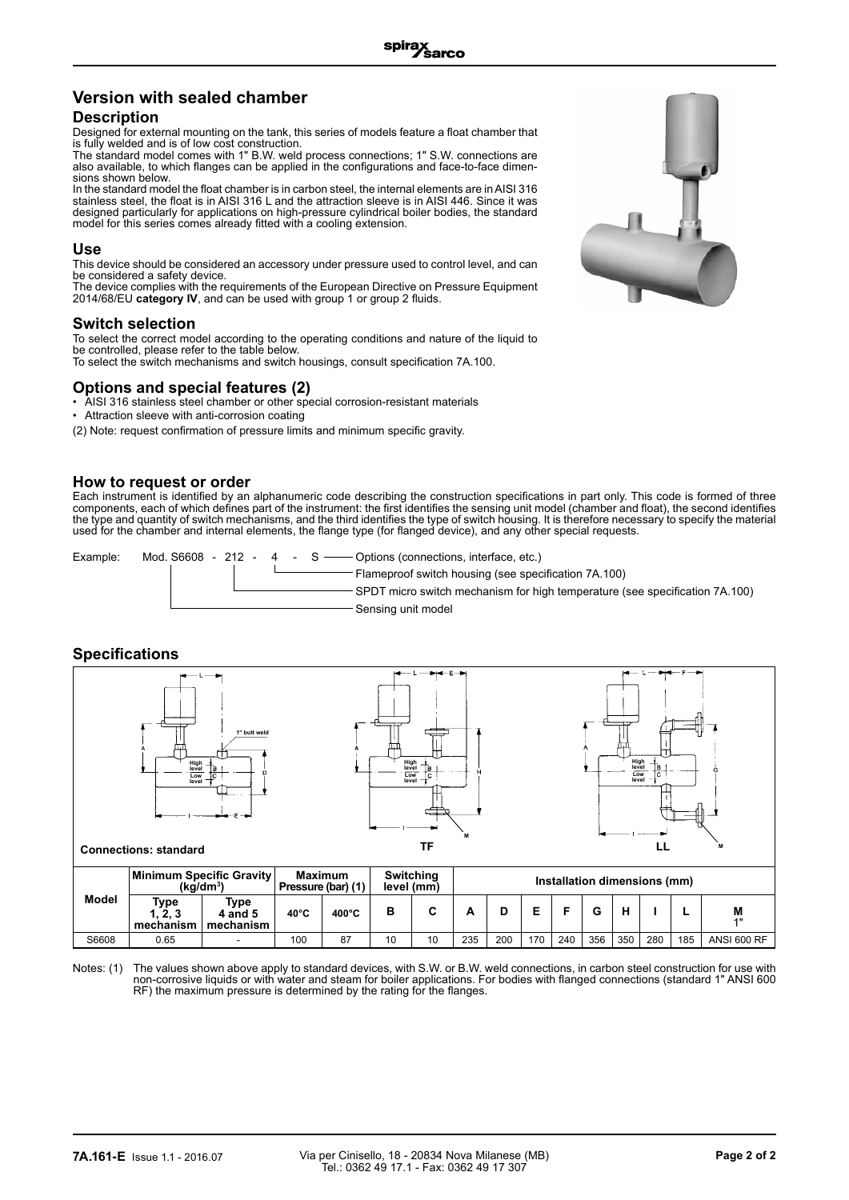## Version with sealed chamber

### Description

Designed for external mounting on the tank, this series of models feature a float chamber that is fully welded and is of low cost construction.

The standard model comes with 1" B.W. weld process connections; 1" S.W. connections are also available, to which flanges can be applied in the configurations and face-to-face dimensions shown below.

In the standard model the float chamber is in carbon steel, the internal elements are in AISI 316 stainless steel, the float is in AISI 316 L and the attraction sleeve is in AISI 446. Since it was designed particularly for applications on high-pressure cylindrical boiler bodies, the standard model for this series comes already fitted with a cooling extension.

### Use

This device should be considered an accessory under pressure used to control level, and can be considered a safety device.

The device complies with the requirements of the European Directive on Pressure Equipment 2014/68/EU **category IV**, and can be used with group 1 or group 2 fluids.

### Switch selection

To select the correct model according to the operating conditions and nature of the liquid to be controlled, please refer to the table below.

To select the switch mechanisms and switch housings, consult specification 7A.100.

### Options and special features (2)

- AISI 316 stainless steel chamber or other special corrosion-resistant materials
- Attraction sleeve with anti-corrosion coating

(2) Note: request confirmation of pressure limits and minimum specific gravity.

### How to request or order

Each instrument is identified by an alphanumeric code describing the construction specifications in part only. This code is formed of three components, each of which defines part of the instrument: the first identifies the sensing unit model (chamber and float), the second identifies the type and quantity of switch mechanisms, and the third identifies the type of switch housing. It is therefore necessary to specify the material used for the chamber and internal elements, the flange type (for flanged device), and any other special requests.

Example: Mod. S6608 - 212 - 4 - S

- S — Options (connections, interface, etc.)
- 4 — Flameproof switch housing (see specification 7A.100)
- 212 — SPDT micro switch mechanism for high temperature (see specification 7A.100)
- S6608 — Sensing unit model

### Specifications

Connections: standard — 1" butt weld — High level — Low level — B — C — A — D — E — I — L

TF — L — E — A — B — C — H — I — M — High level — Low level

LL — L — F — A — B — C — G — I — M — High level — Low level

| Model | Minimum Specific Gravity (kg/dm³) | | Maximum Pressure (bar) (1) | | Switching level (mm) | | Installation dimensions (mm) | | | | | | | | |
|---|---|---|---|---|---|---|---|---|---|---|---|---|---|---|---|
| | Type 1, 2, 3 mechanism | Type 4 and 5 mechanism | 40°C | 400°C | B | C | A | D | E | F | G | H | I | L | M 1" |
| S6608 | 0.65 | - | 100 | 87 | 10 | 10 | 235 | 200 | 170 | 240 | 356 | 350 | 280 | 185 | ANSI 600 RF |

Notes: (1) The values shown above apply to standard devices, with S.W. or B.W. weld connections, in carbon steel construction for use with non-corrosive liquids or with water and steam for boiler applications. For bodies with flanged connections (standard 1" ANSI 600 RF) the maximum pressure is determined by the rating for the flanges.

7A.161-E Issue 1.1 - 2016.07

Via per Cinisello, 18 - 20834 Nova Milanese (MB)
Tel.: 0362 49 17.1 - Fax: 0362 49 17 307